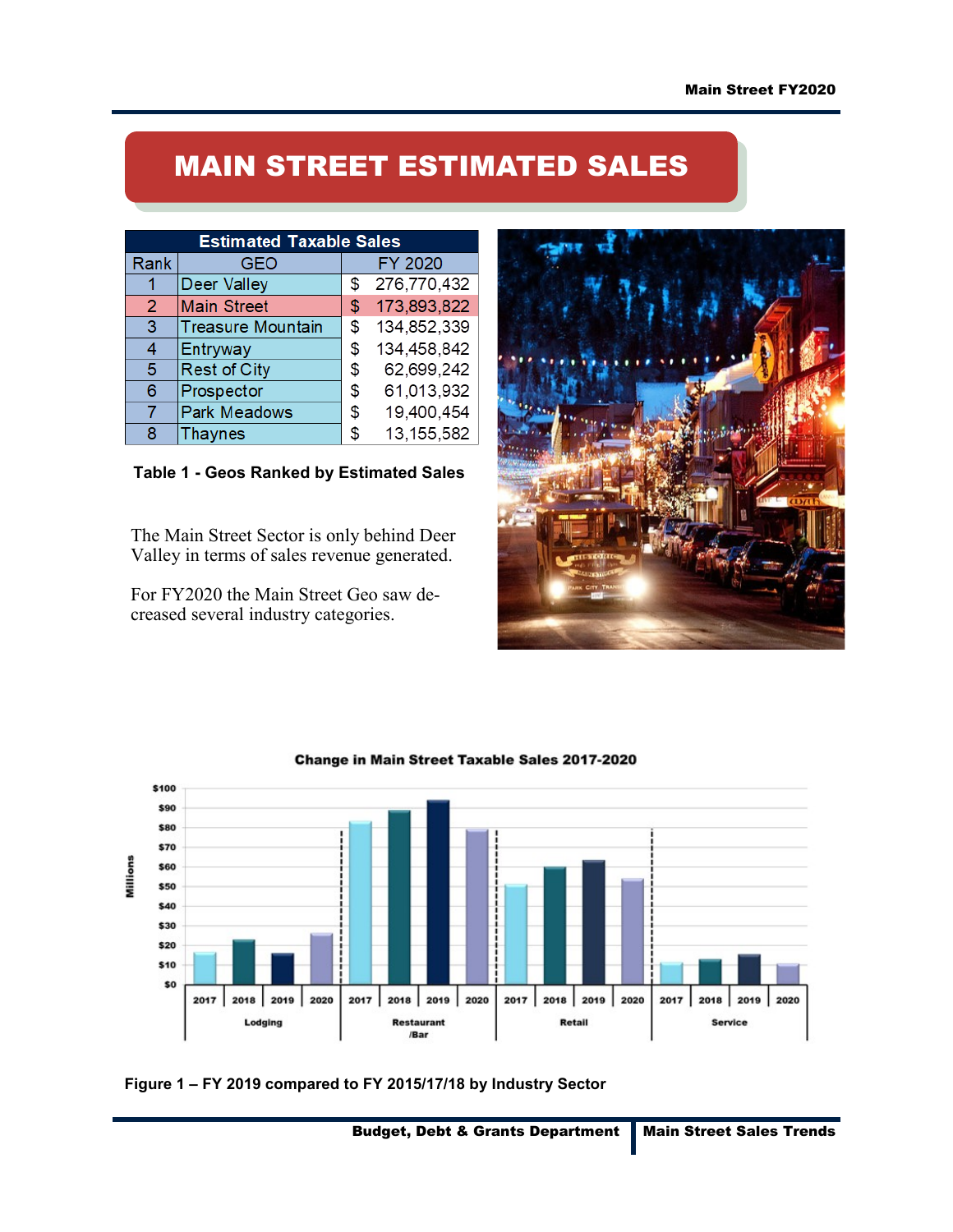# MAIN STREET ESTIMATED SALES

| Estimated Taxable Sales | | |
|---|---|---|
| Rank | GEO | FY 2020 |
| 1 | Deer Valley | $ 276,770,432 |
| 2 | Main Street | $ 173,893,822 |
| 3 | Treasure Mountain | $ 134,852,339 |
| 4 | Entryway | $ 134,458,842 |
| 5 | Rest of City | $ 62,699,242 |
| 6 | Prospector | $ 61,013,932 |
| 7 | Park Meadows | $ 19,400,454 |
| 8 | Thaynes | $ 13,155,582 |

**Table 1 - Geos Ranked by Estimated Sales**

The Main Street Sector is only behind Deer Valley in terms of sales revenue generated.

For FY2020 the Main Street Geo saw decreased several industry categories.

**Figure 1 – FY 2019 compared to FY 2015/17/18 by Industry Sector**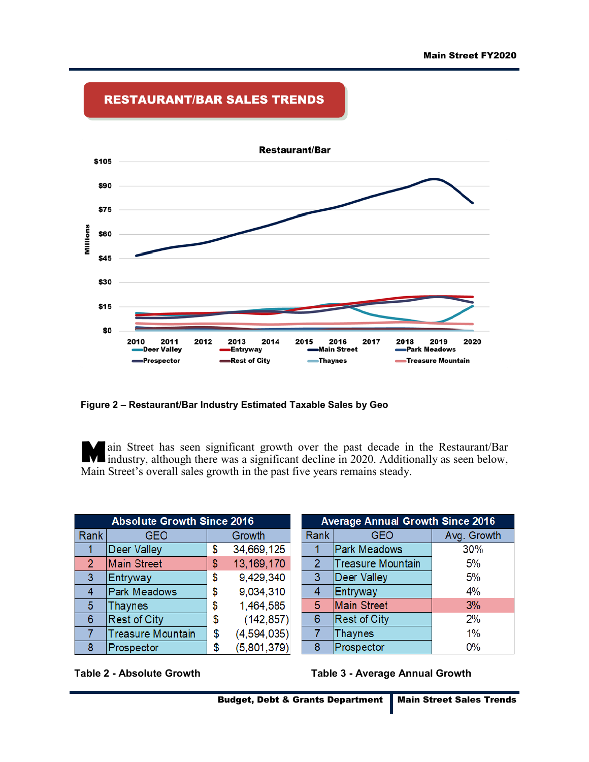## RESTAURANT/BAR SALES TRENDS

**Restaurant/Bar**

Millions: $0, $15, $30, $45, $60, $75, $90, $105

2010 2011 2012 2013 2014 2015 2016 2017 2018 2019 2020

Deer Valley, Entryway, Main Street, Park Meadows, Prospector, Rest of City, Thaynes, Treasure Mountain

**Figure 2 – Restaurant/Bar Industry Estimated Taxable Sales by Geo**

Main Street has seen significant growth over the past decade in the Restaurant/Bar industry, although there was a significant decline in 2020. Additionally as seen below, Main Street's overall sales growth in the past five years remains steady.

| Absolute Growth Since 2016 | | |
|---|---|---|
| Rank | GEO | Growth |
| 1 | Deer Valley | $ 34,669,125 |
| 2 | Main Street | $ 13,169,170 |
| 3 | Entryway | $ 9,429,340 |
| 4 | Park Meadows | $ 9,034,310 |
| 5 | Thaynes | $ 1,464,585 |
| 6 | Rest of City | $ (142,857) |
| 7 | Treasure Mountain | $ (4,594,035) |
| 8 | Prospector | $ (5,801,379) |

**Table 2 - Absolute Growth**

| Average Annual Growth Since 2016 | | |
|---|---|---|
| Rank | GEO | Avg. Growth |
| 1 | Park Meadows | 30% |
| 2 | Treasure Mountain | 5% |
| 3 | Deer Valley | 5% |
| 4 | Entryway | 4% |
| 5 | Main Street | 3% |
| 6 | Rest of City | 2% |
| 7 | Thaynes | 1% |
| 8 | Prospector | 0% |

**Table 3 - Average Annual Growth**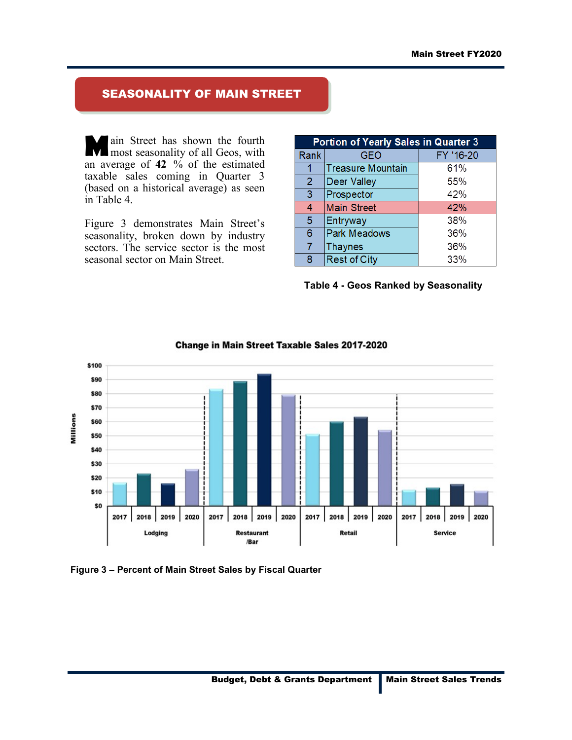## SEASONALITY OF MAIN STREET

Main Street has shown the fourth most seasonality of all Geos, with an average of **42** % of the estimated taxable sales coming in Quarter 3 (based on a historical average) as seen in Table 4.

Figure 3 demonstrates Main Street's seasonality, broken down by industry sectors. The service sector is the most seasonal sector on Main Street.

| Portion of Yearly Sales in Quarter 3 | | |
|---|---|---|
| Rank | GEO | FY '16-20 |
| 1 | Treasure Mountain | 61% |
| 2 | Deer Valley | 55% |
| 3 | Prospector | 42% |
| 4 | Main Street | 42% |
| 5 | Entryway | 38% |
| 6 | Park Meadows | 36% |
| 7 | Thaynes | 36% |
| 8 | Rest of City | 33% |

**Table 4 - Geos Ranked by Seasonality**

Change in Main Street Taxable Sales 2017-2020

Millions

$100
$90
$80
$70
$60
$50
$40
$30
$20
$10
$0

2017 2018 2019 2020 2017 2018 2019 2020 2017 2018 2019 2020 2017 2018 2019 2020

Lodging
Restaurant /Bar
Retail
Service

**Figure 3 – Percent of Main Street Sales by Fiscal Quarter**